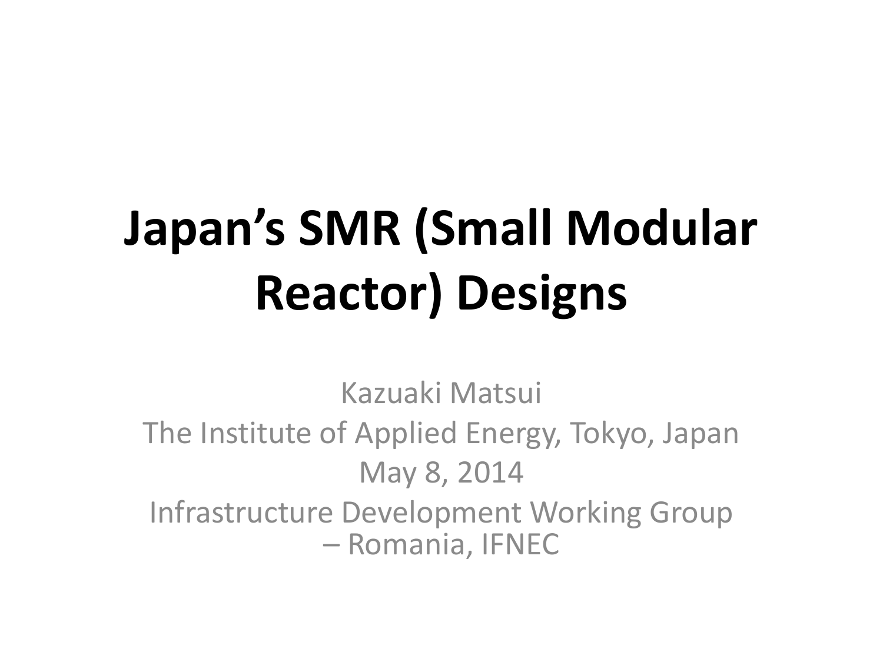# Japan's SMR (Small Modular Reactor) Designs

Kazuaki Matsui

The Institute of Applied Energy, Tokyo, Japan

May 8, 2014

Infrastructure Development Working Group – Romania, IFNEC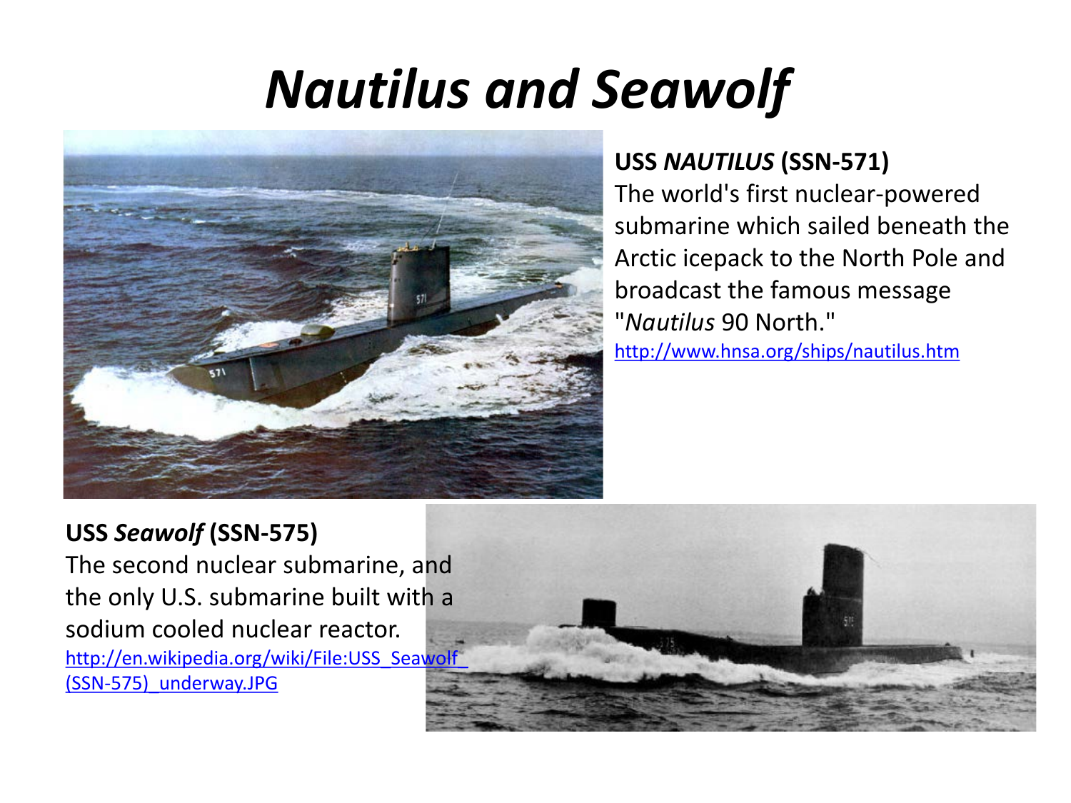# *Nautilus and Seawolf*

**USS *NAUTILUS* (SSN-571)**
The world's first nuclear-powered submarine which sailed beneath the Arctic icepack to the North Pole and broadcast the famous message "*Nautilus* 90 North."
http://www.hnsa.org/ships/nautilus.htm

**USS *Seawolf* (SSN-575)**
The second nuclear submarine, and the only U.S. submarine built with a sodium cooled nuclear reactor.
http://en.wikipedia.org/wiki/File:USS_Seawolf_(SSN-575)_underway.JPG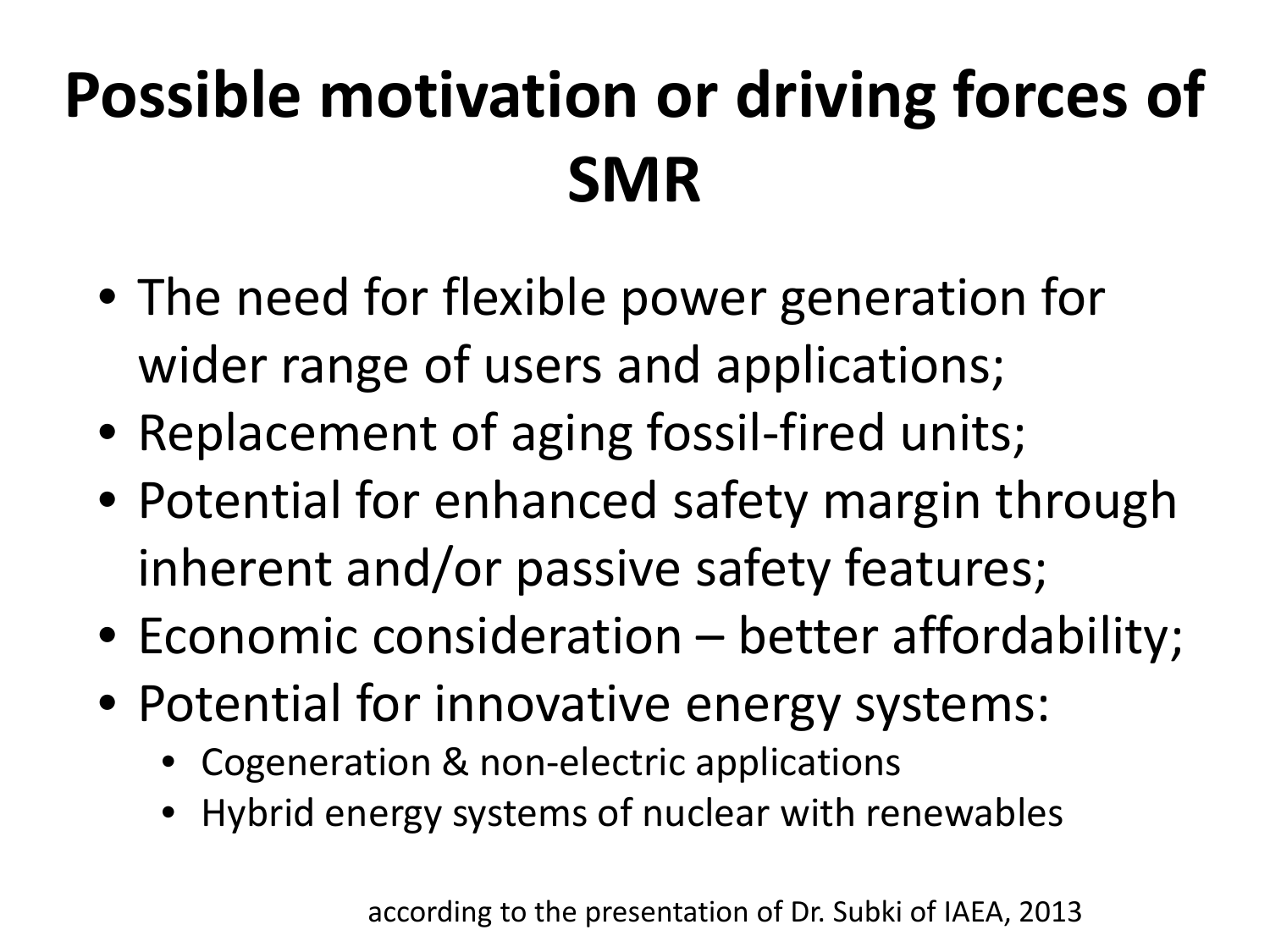# Possible motivation or driving forces of SMR

- The need for flexible power generation for wider range of users and applications;
- Replacement of aging fossil-fired units;
- Potential for enhanced safety margin through inherent and/or passive safety features;
- Economic consideration – better affordability;
- Potential for innovative energy systems:
  - Cogeneration & non-electric applications
  - Hybrid energy systems of nuclear with renewables

according to the presentation of Dr. Subki of IAEA, 2013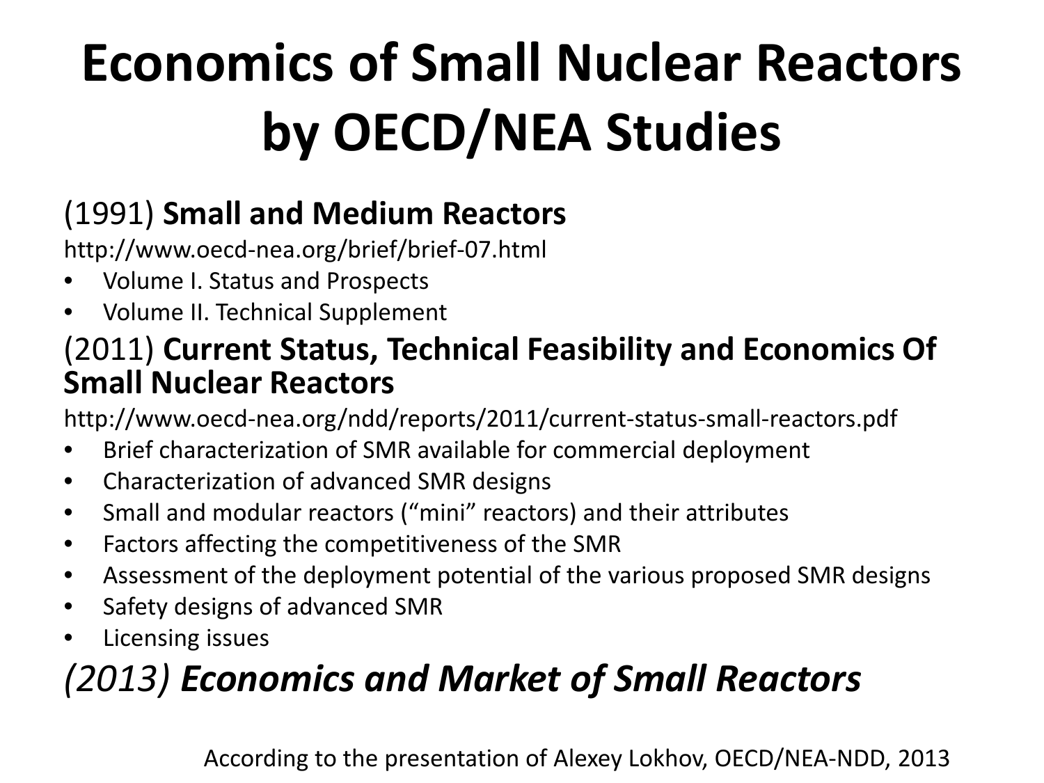# Economics of Small Nuclear Reactors by OECD/NEA Studies

(1991) **Small and Medium Reactors**

http://www.oecd-nea.org/brief/brief-07.html

- Volume I. Status and Prospects
- Volume II. Technical Supplement

(2011) **Current Status, Technical Feasibility and Economics Of Small Nuclear Reactors**

http://www.oecd-nea.org/ndd/reports/2011/current-status-small-reactors.pdf

- Brief characterization of SMR available for commercial deployment
- Characterization of advanced SMR designs
- Small and modular reactors (“mini” reactors) and their attributes
- Factors affecting the competitiveness of the SMR
- Assessment of the deployment potential of the various proposed SMR designs
- Safety designs of advanced SMR
- Licensing issues

*(2013)* ***Economics and Market of Small Reactors***

According to the presentation of Alexey Lokhov, OECD/NEA-NDD, 2013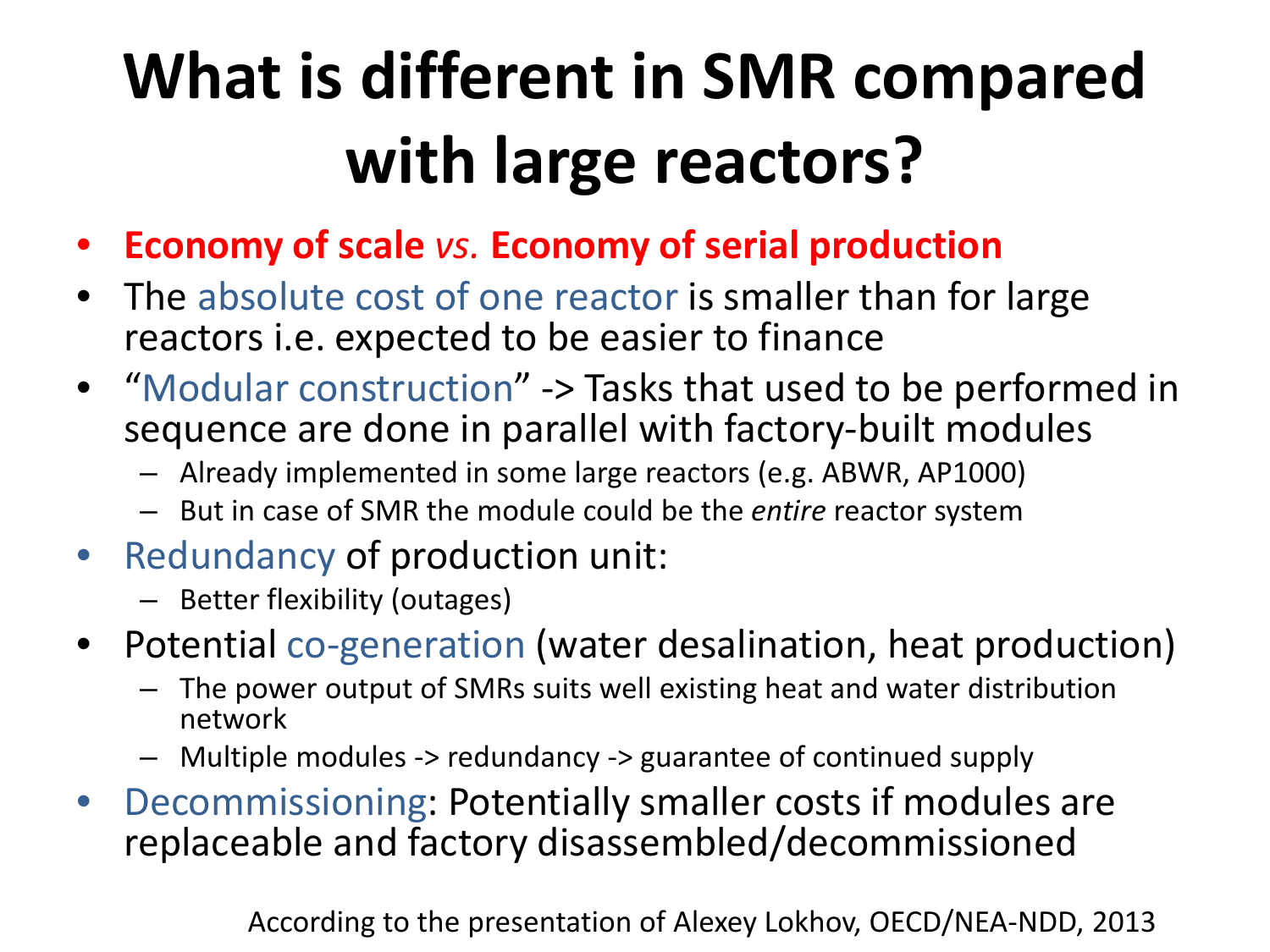# What is different in SMR compared with large reactors?

- **Economy of scale *vs.* Economy of serial production**
- The absolute cost of one reactor is smaller than for large reactors i.e. expected to be easier to finance
- "Modular construction" -> Tasks that used to be performed in sequence are done in parallel with factory-built modules
  - Already implemented in some large reactors (e.g. ABWR, AP1000)
  - But in case of SMR the module could be the *entire* reactor system
- Redundancy of production unit:
  - Better flexibility (outages)
- Potential co-generation (water desalination, heat production)
  - The power output of SMRs suits well existing heat and water distribution network
  - Multiple modules -> redundancy -> guarantee of continued supply
- Decommissioning: Potentially smaller costs if modules are replaceable and factory disassembled/decommissioned

According to the presentation of Alexey Lokhov, OECD/NEA-NDD, 2013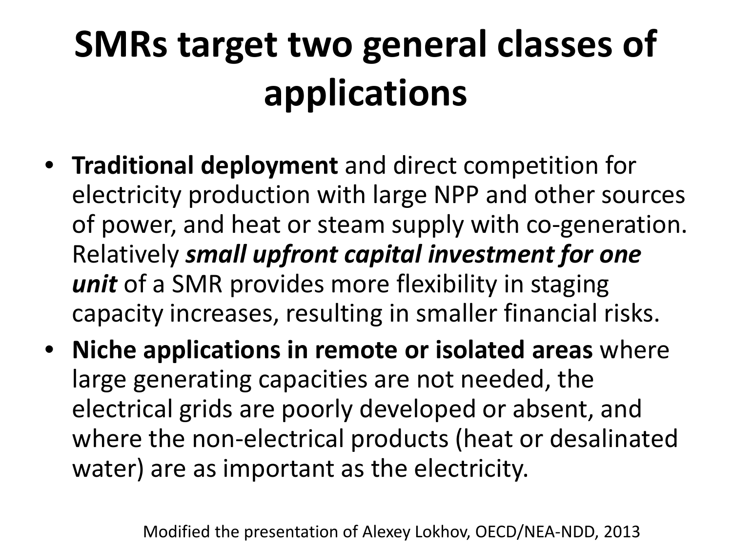# SMRs target two general classes of applications

- **Traditional deployment** and direct competition for electricity production with large NPP and other sources of power, and heat or steam supply with co-generation. Relatively ***small upfront capital investment for one unit*** of a SMR provides more flexibility in staging capacity increases, resulting in smaller financial risks.
- **Niche applications in remote or isolated areas** where large generating capacities are not needed, the electrical grids are poorly developed or absent, and where the non-electrical products (heat or desalinated water) are as important as the electricity.

Modified the presentation of Alexey Lokhov, OECD/NEA-NDD, 2013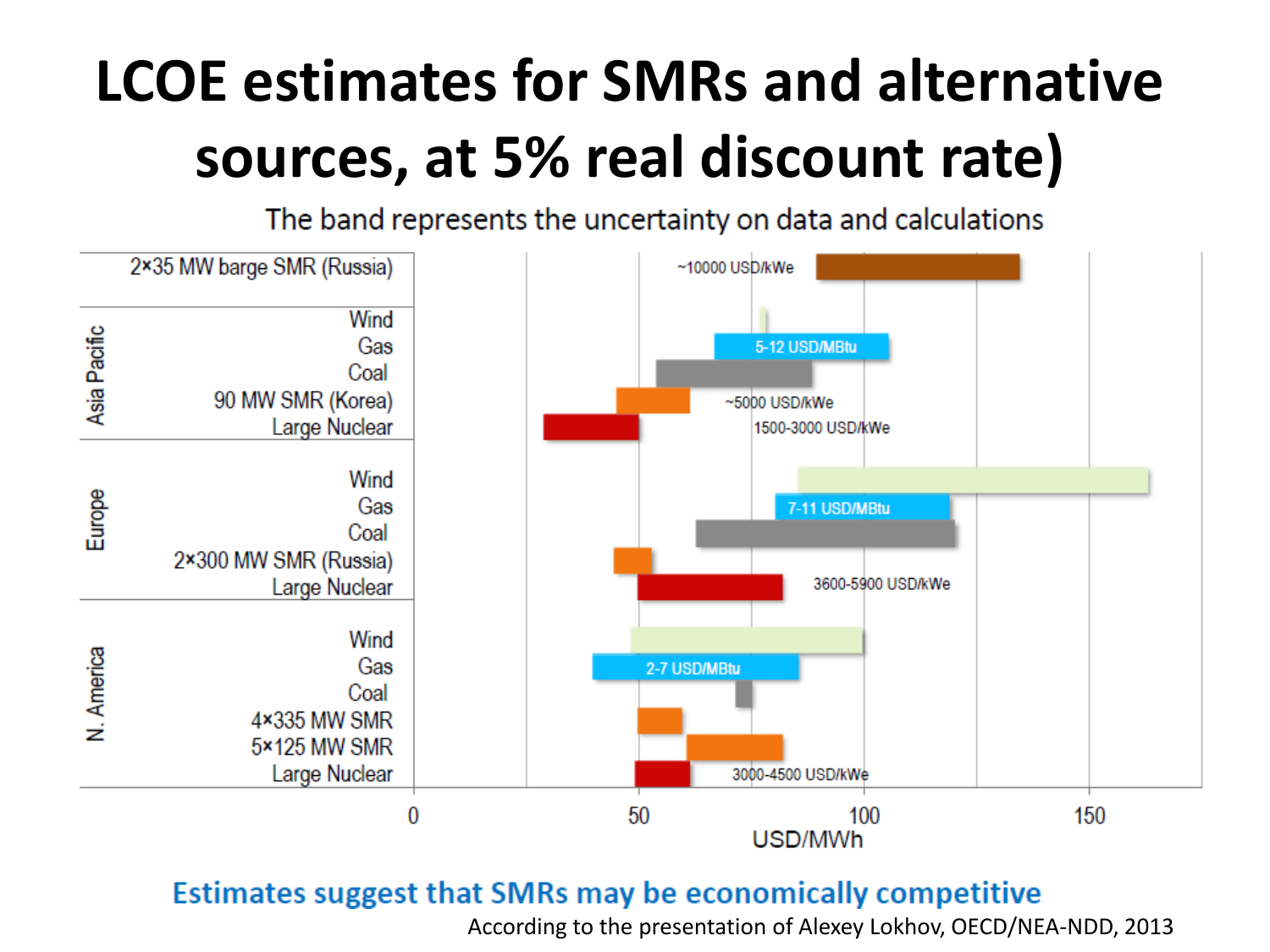# LCOE estimates for SMRs and alternative sources, at 5% real discount rate)

The band represents the uncertainty on data and calculations

| Region | Source | Approx. LCOE range (USD/MWh) | Note |
|---|---|---|---|
| | 2×35 MW barge SMR (Russia) | ~90–135 | ~10000 USD/kWe |
| Asia Pacific | Wind | ~77–78 | |
| Asia Pacific | Gas | ~67–106 | 5-12 USD/MBtu |
| Asia Pacific | Coal | ~54–89 | |
| Asia Pacific | 90 MW SMR (Korea) | ~45–62 | ~5000 USD/kWe |
| Asia Pacific | Large Nuclear | ~29–50 | 1500-3000 USD/kWe |
| Europe | Wind | ~86–164 | |
| Europe | Gas | ~81–120 | 7-11 USD/MBtu |
| Europe | Coal | ~63–121 | |
| Europe | 2×300 MW SMR (Russia) | ~44–53 | |
| Europe | Large Nuclear | ~50–82 | 3600-5900 USD/kWe |
| N. America | Wind | ~48–100 | |
| N. America | Gas | ~40–86 | 2-7 USD/MBtu |
| N. America | Coal | ~72–76 | |
| N. America | 4×335 MW SMR | ~50–60 | |
| N. America | 5×125 MW SMR | ~61–82 | |
| N. America | Large Nuclear | ~49–62 | 3000-4500 USD/kWe |

USD/MWh (axis: 0, 50, 100, 150)

**Estimates suggest that SMRs may be economically competitive**

According to the presentation of Alexey Lokhov, OECD/NEA-NDD, 2013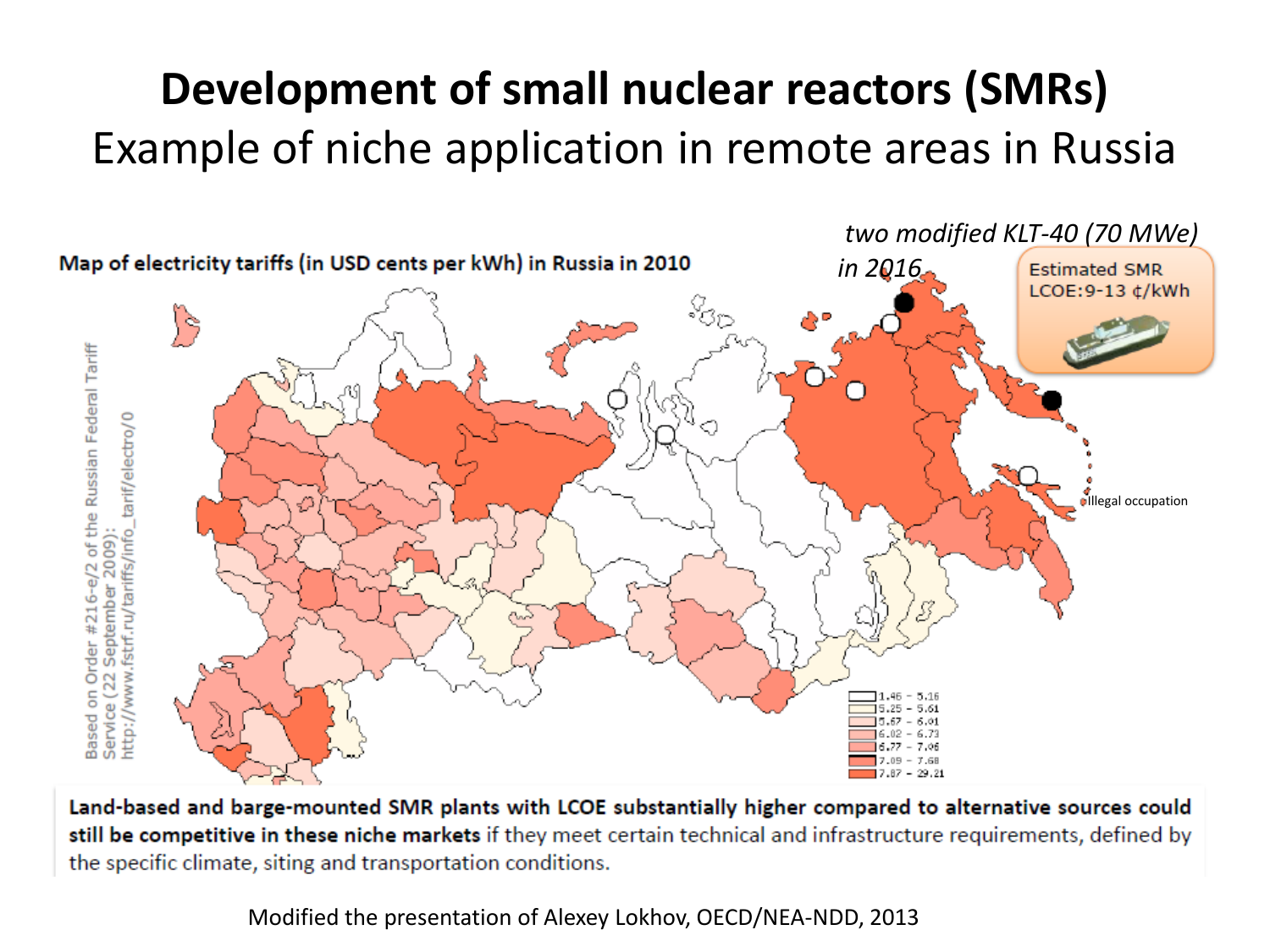# Development of small nuclear reactors (SMRs)

## Example of niche application in remote areas in Russia

*two modified KLT-40 (70 MWe) in 2016*

**Map of electricity tariffs (in USD cents per kWh) in Russia in 2010**

Estimated SMR LCOE: 9-13 ¢/kWh

Illegal occupation

| Legend |
| --- |
| 1.46 - 5.16 |
| 5.25 - 5.61 |
| 5.67 - 6.01 |
| 6.02 - 6.73 |
| 6.77 - 7.06 |
| 7.09 - 7.68 |
| 7.87 - 29.21 |

Based on Order #216-e/2 of the Russian Federal Tariff Service (22 September 2009): http://www.fstrf.ru/tariffs/info_tarif/electro/0

**Land-based and barge-mounted SMR plants with LCOE substantially higher compared to alternative sources could still be competitive in these niche markets** if they meet certain technical and infrastructure requirements, defined by the specific climate, siting and transportation conditions.

Modified the presentation of Alexey Lokhov, OECD/NEA-NDD, 2013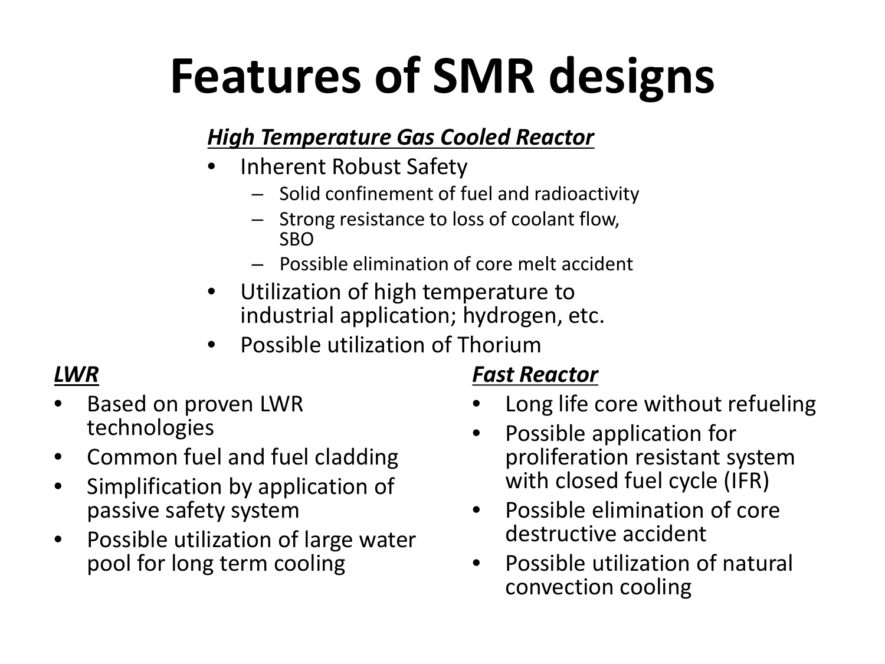# Features of SMR designs

***High Temperature Gas Cooled Reactor***

- Inherent Robust Safety
  - Solid confinement of fuel and radioactivity
  - Strong resistance to loss of coolant flow, SBO
  - Possible elimination of core melt accident
- Utilization of high temperature to industrial application; hydrogen, etc.
- Possible utilization of Thorium

***LWR***

- Based on proven LWR technologies
- Common fuel and fuel cladding
- Simplification by application of passive safety system
- Possible utilization of large water pool for long term cooling

***Fast Reactor***

- Long life core without refueling
- Possible application for proliferation resistant system with closed fuel cycle (IFR)
- Possible elimination of core destructive accident
- Possible utilization of natural convection cooling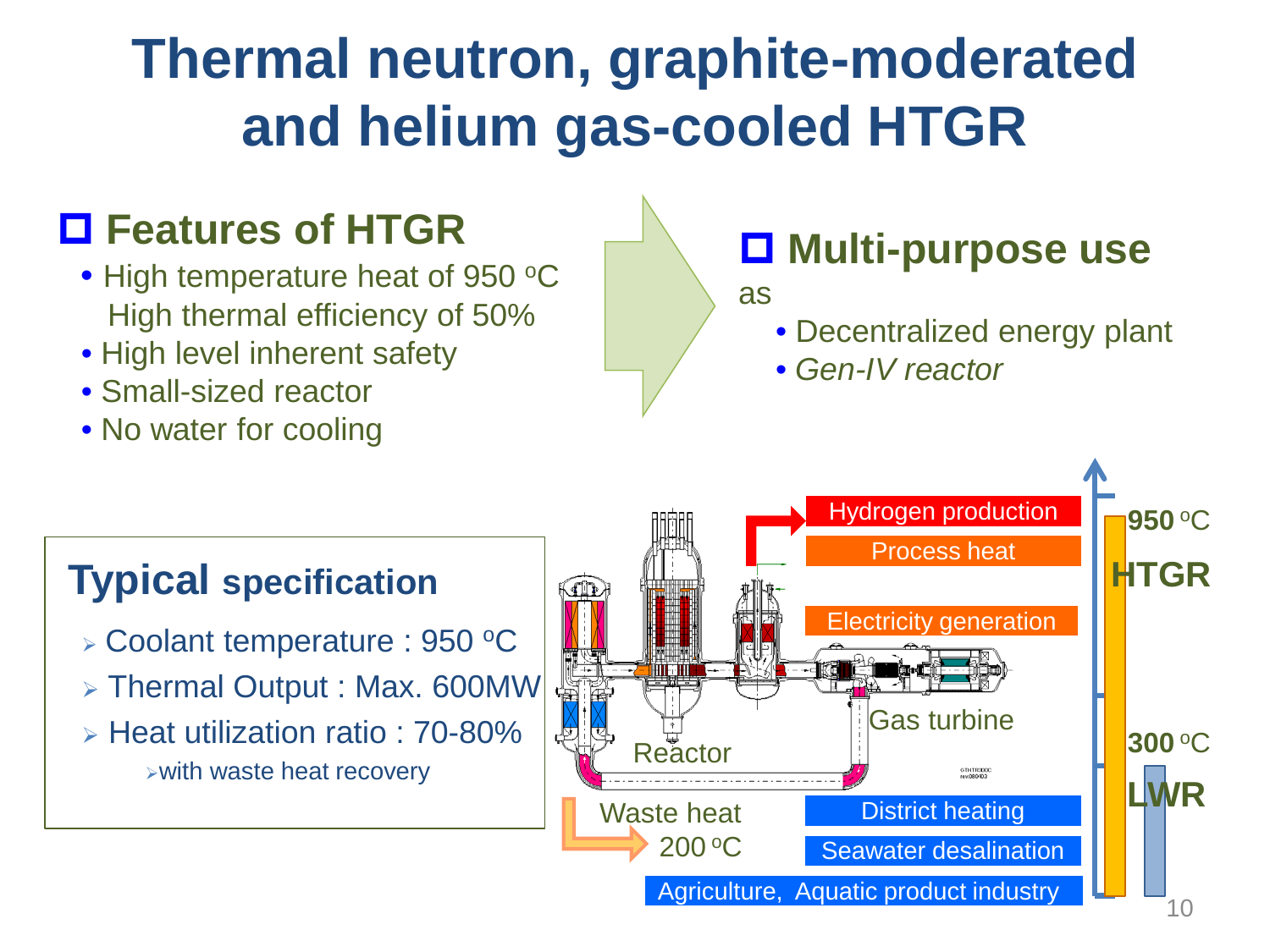# Thermal neutron, graphite-moderated and helium gas-cooled HTGR

## Features of HTGR

- High temperature heat of 950 $^{o}$C
  High thermal efficiency of 50%
- High level inherent safety
- Small-sized reactor
- No water for cooling

## Multi-purpose use

as

- Decentralized energy plant
- *Gen-IV reactor*

### Typical specification

- Coolant temperature : 950 $^{o}$C
- Thermal Output : Max. 600MW
- Heat utilization ratio : 70-80%
  - with waste heat recovery

Hydrogen production

Process heat

Electricity generation

Reactor

Gas turbine

Waste heat 200 $^{o}$C

District heating

Seawater desalination

Agriculture, Aquatic product industry

950 $^{o}$C HTGR

300 $^{o}$C LWR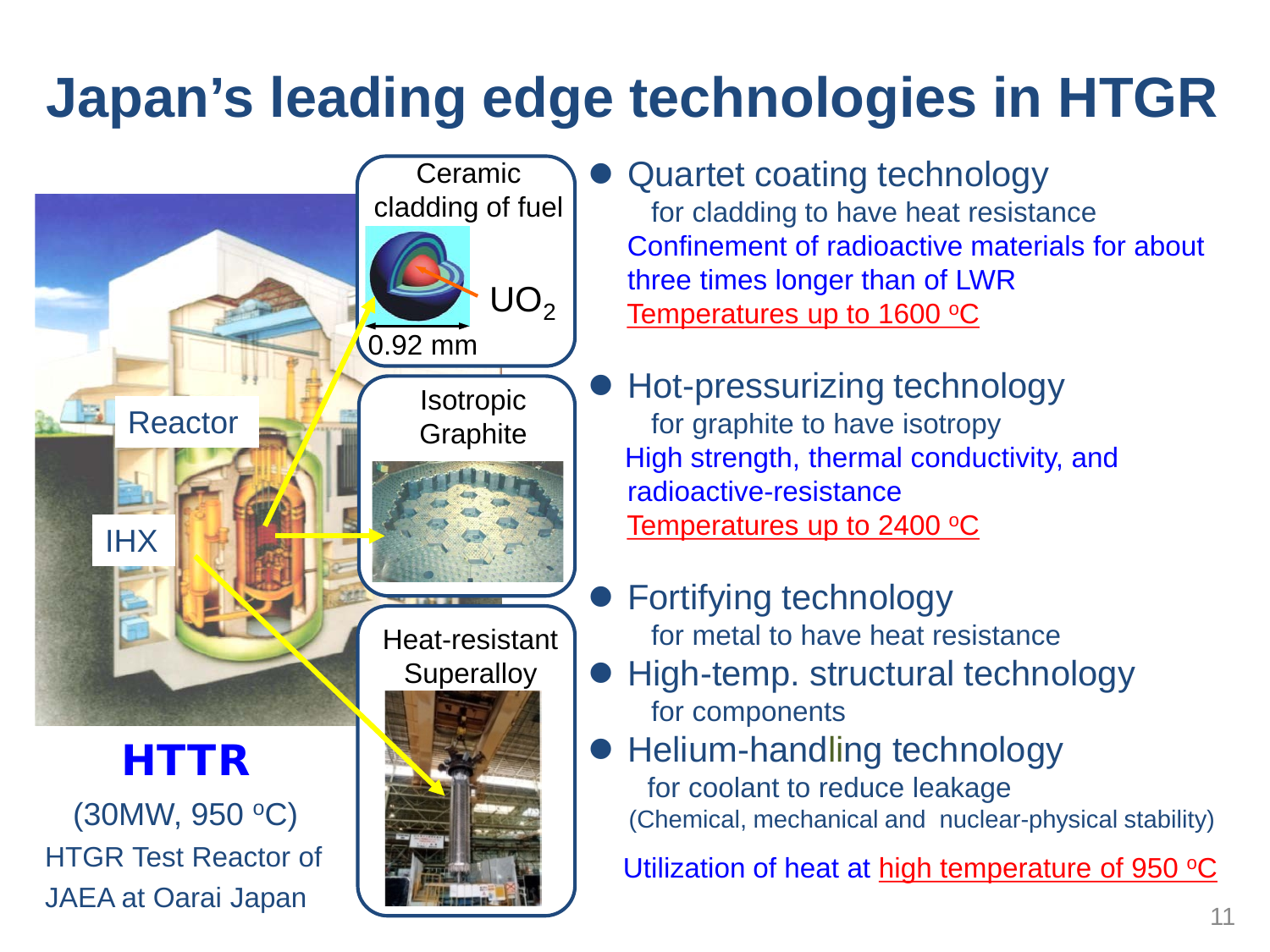# Japan's leading edge technologies in HTGR

Ceramic cladding of fuel

$UO_2$

0.92 mm

Isotropic Graphite

Heat-resistant Superalloy

Reactor

IHX

**HTTR**

(30MW, 950 $^oC$)

HTGR Test Reactor of JAEA at Oarai Japan

- Quartet coating technology
  for cladding to have heat resistance
  Confinement of radioactive materials for about three times longer than of LWR
  Temperatures up to 1600 $^oC$
- Hot-pressurizing technology
  for graphite to have isotropy
  High strength, thermal conductivity, and radioactive-resistance
  Temperatures up to 2400 $^oC$
- Fortifying technology
  for metal to have heat resistance
- High-temp. structural technology
  for components
- Helium-handling technology
  for coolant to reduce leakage
  (Chemical, mechanical and nuclear-physical stability)

Utilization of heat at high temperature of 950 $^oC$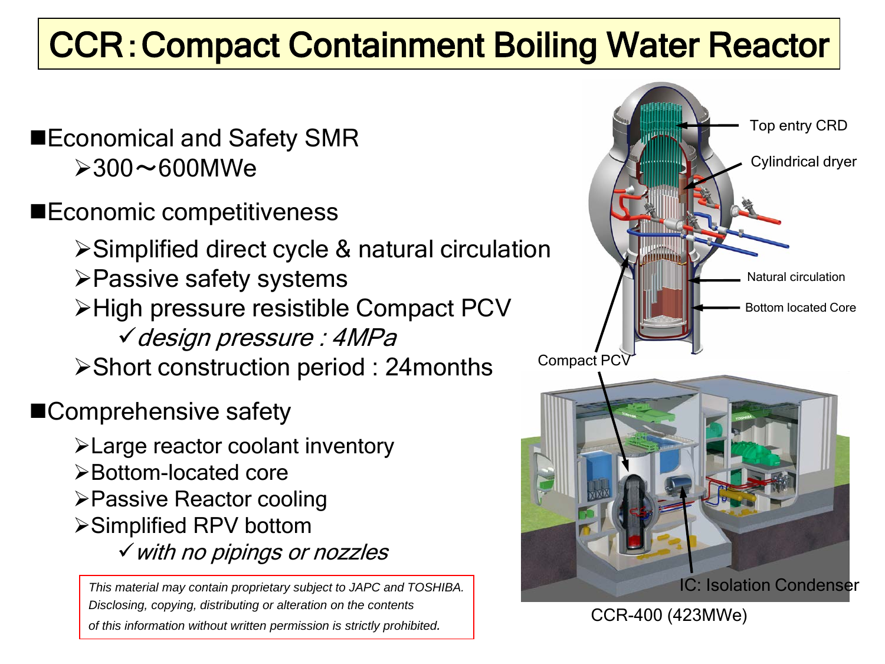# CCR：Compact Containment Boiling Water Reactor

- Economical and Safety SMR
  - 300～600MWe
- Economic competitiveness
  - Simplified direct cycle & natural circulation
  - Passive safety systems
  - High pressure resistible Compact PCV
    - ✓ *design pressure : 4MPa*
  - Short construction period : 24months
- Comprehensive safety
  - Large reactor coolant inventory
  - Bottom-located core
  - Passive Reactor cooling
  - Simplified RPV bottom
    - ✓ *with no pipings or nozzles*

*This material may contain proprietary subject to JAPC and TOSHIBA. Disclosing, copying, distributing or alteration on the contents of this information without written permission is strictly prohibited.*

Top entry CRD

Cylindrical dryer

Natural circulation

Bottom located Core

Compact PCV

IC: Isolation Condenser

CCR-400 (423MWe)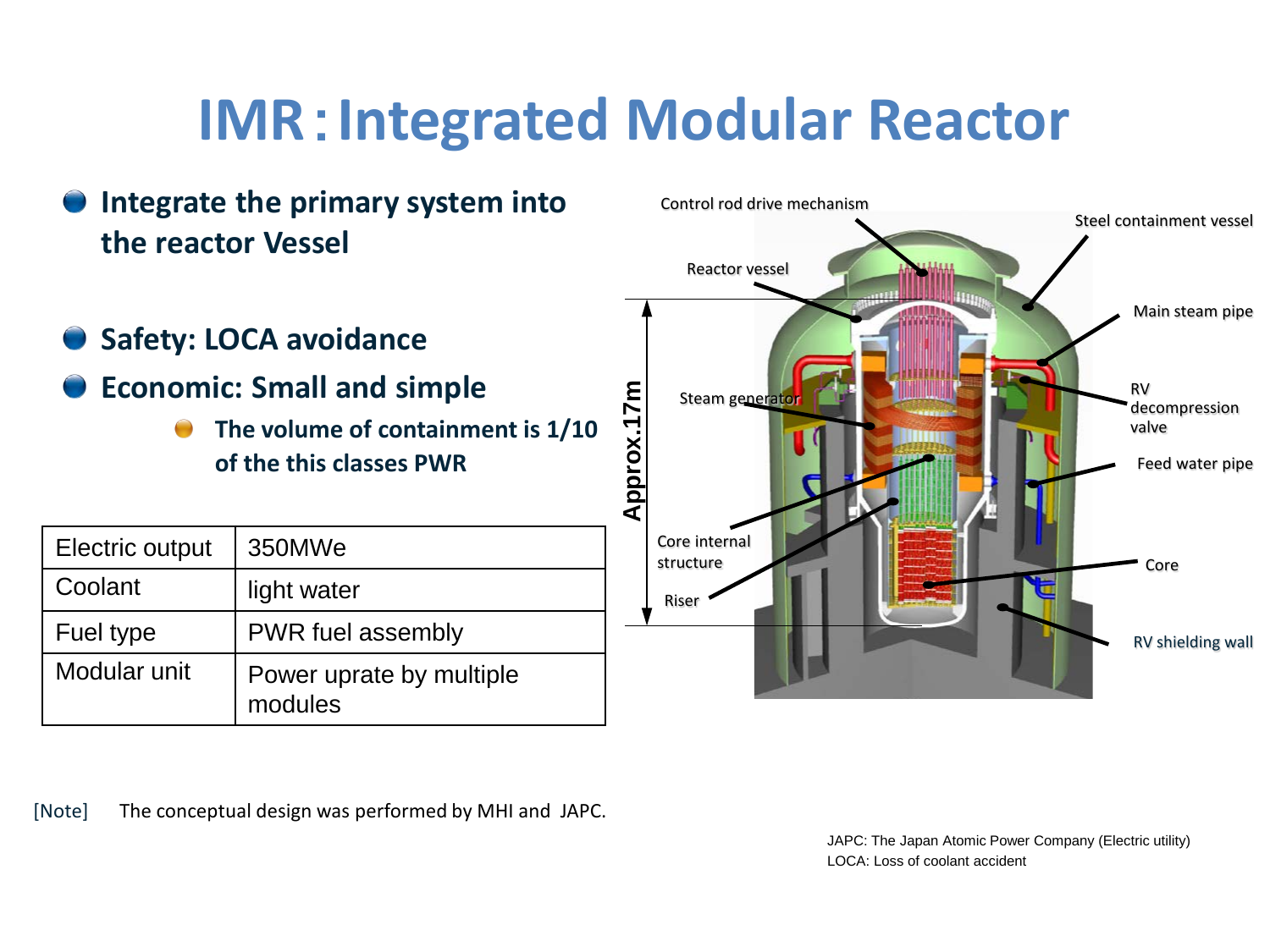# IMR：Integrated Modular Reactor

- **Integrate the primary system into the reactor Vessel**

- **Safety: LOCA avoidance**
- **Economic: Small and simple**
  - **The volume of containment is 1/10 of the this classes PWR**

| Electric output | 350MWe |
|---|---|
| Coolant | light water |
| Fuel type | PWR fuel assembly |
| Modular unit | Power uprate by multiple modules |

Control rod drive mechanism
Steel containment vessel
Reactor vessel
Main steam pipe
RV decompression valve
Steam generator
Feed water pipe
Approx.17m
Core internal structure
Core
Riser
RV shielding wall

[Note] The conceptual design was performed by MHI and JAPC.

JAPC: The Japan Atomic Power Company (Electric utility)
LOCA: Loss of coolant accident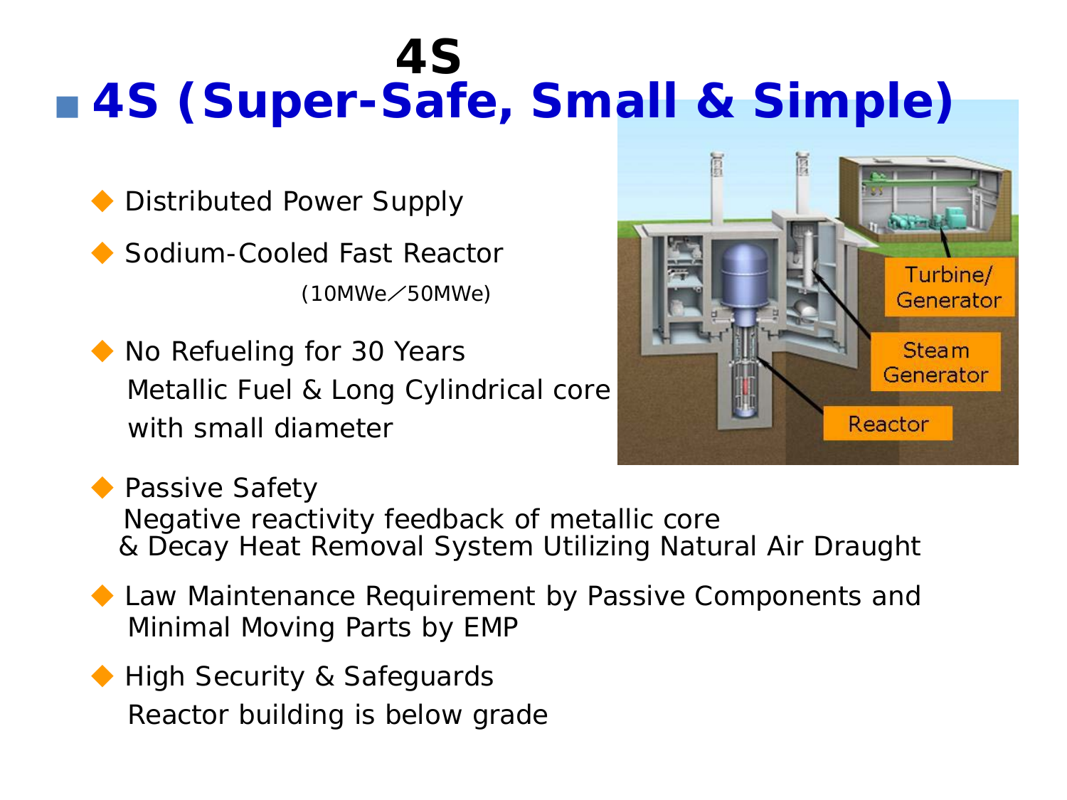# 4S

## 4S (Super-Safe, Small & Simple)

- Distributed Power Supply
- Sodium-Cooled Fast Reactor
  (10MWe／50MWe)
- No Refueling for 30 Years
  Metallic Fuel & Long Cylindrical core with small diameter
- Passive Safety
  Negative reactivity feedback of metallic core & Decay Heat Removal System Utilizing Natural Air Draught
- Law Maintenance Requirement by Passive Components and Minimal Moving Parts by EMP
- High Security & Safeguards
  Reactor building is below grade

Turbine/ Generator

Steam Generator

Reactor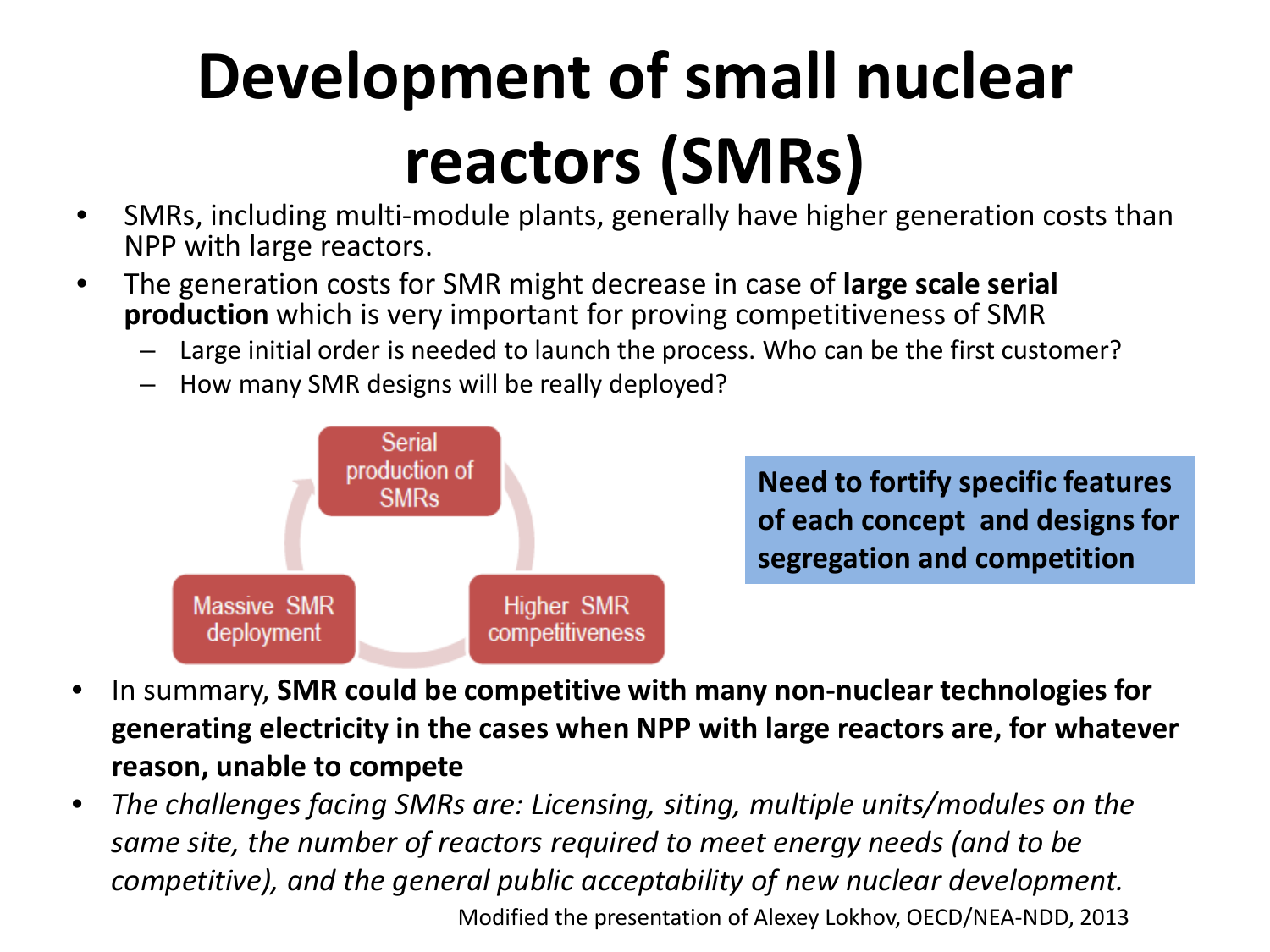# Development of small nuclear reactors (SMRs)

- SMRs, including multi-module plants, generally have higher generation costs than NPP with large reactors.
- The generation costs for SMR might decrease in case of **large scale serial production** which is very important for proving competitiveness of SMR
  - Large initial order is needed to launch the process. Who can be the first customer?
  - How many SMR designs will be really deployed?

Serial production of SMRs

Higher SMR competitiveness

Massive SMR deployment

**Need to fortify specific features of each concept and designs for segregation and competition**

- In summary, **SMR could be competitive with many non-nuclear technologies for generating electricity in the cases when NPP with large reactors are, for whatever reason, unable to compete**
- *The challenges facing SMRs are: Licensing, siting, multiple units/modules on the same site, the number of reactors required to meet energy needs (and to be competitive), and the general public acceptability of new nuclear development.*

Modified the presentation of Alexey Lokhov, OECD/NEA-NDD, 2013